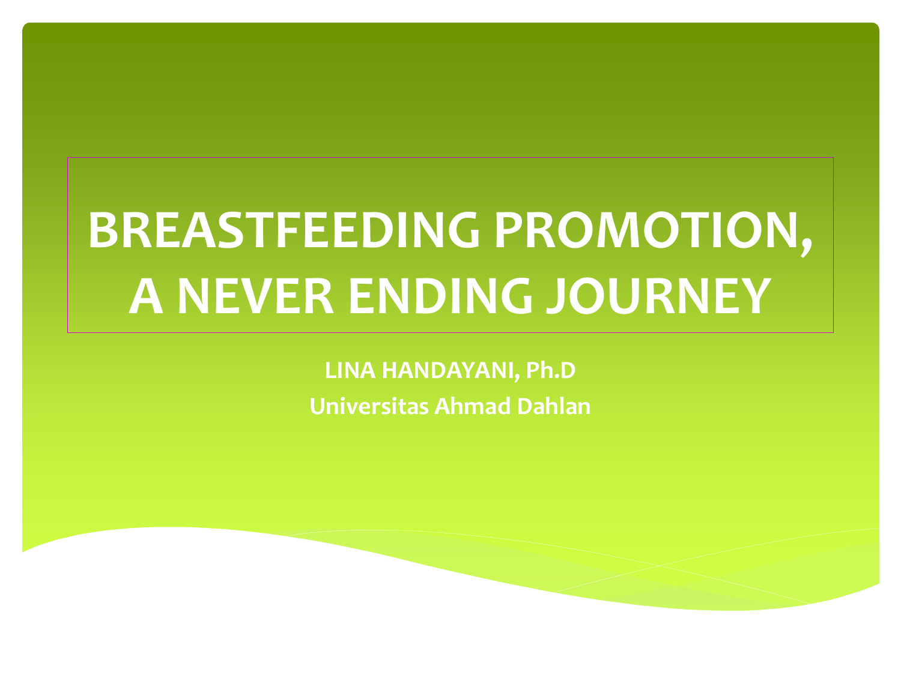# BREASTFEEDING PROMOTION, A NEVER ENDING JOURNEY

**LINA HANDAYANI, Ph.D**

**Universitas Ahmad Dahlan**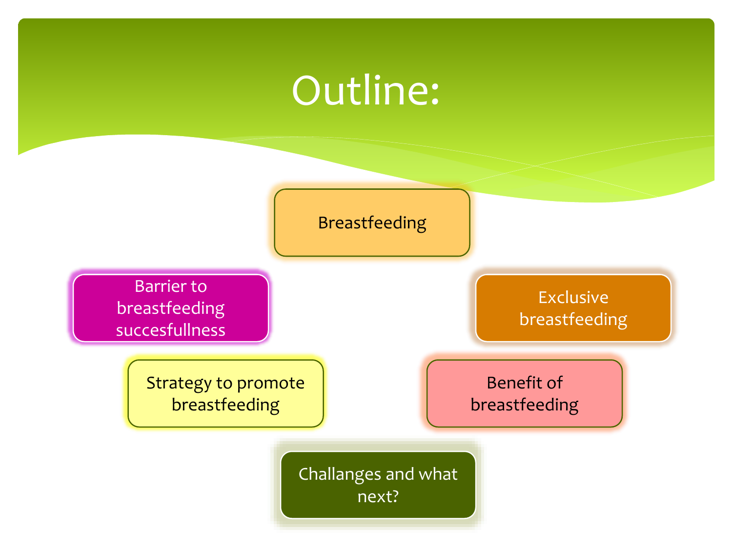# Outline:

- Breastfeeding
- Exclusive breastfeeding
- Benefit of breastfeeding
- Challanges and what next?
- Strategy to promote breastfeeding
- Barrier to breastfeeding succesfullness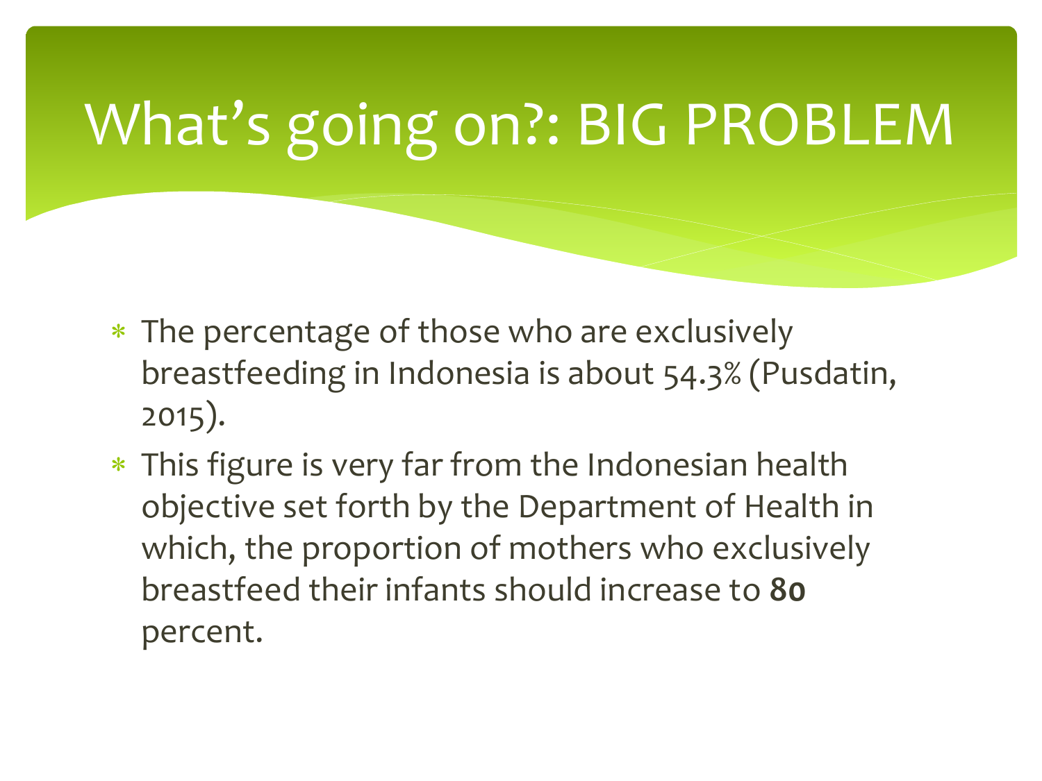# What's going on?: BIG PROBLEM

* The percentage of those who are exclusively breastfeeding in Indonesia is about 54.3% (Pusdatin, 2015).
* This figure is very far from the Indonesian health objective set forth by the Department of Health in which, the proportion of mothers who exclusively breastfeed their infants should increase to **80** percent.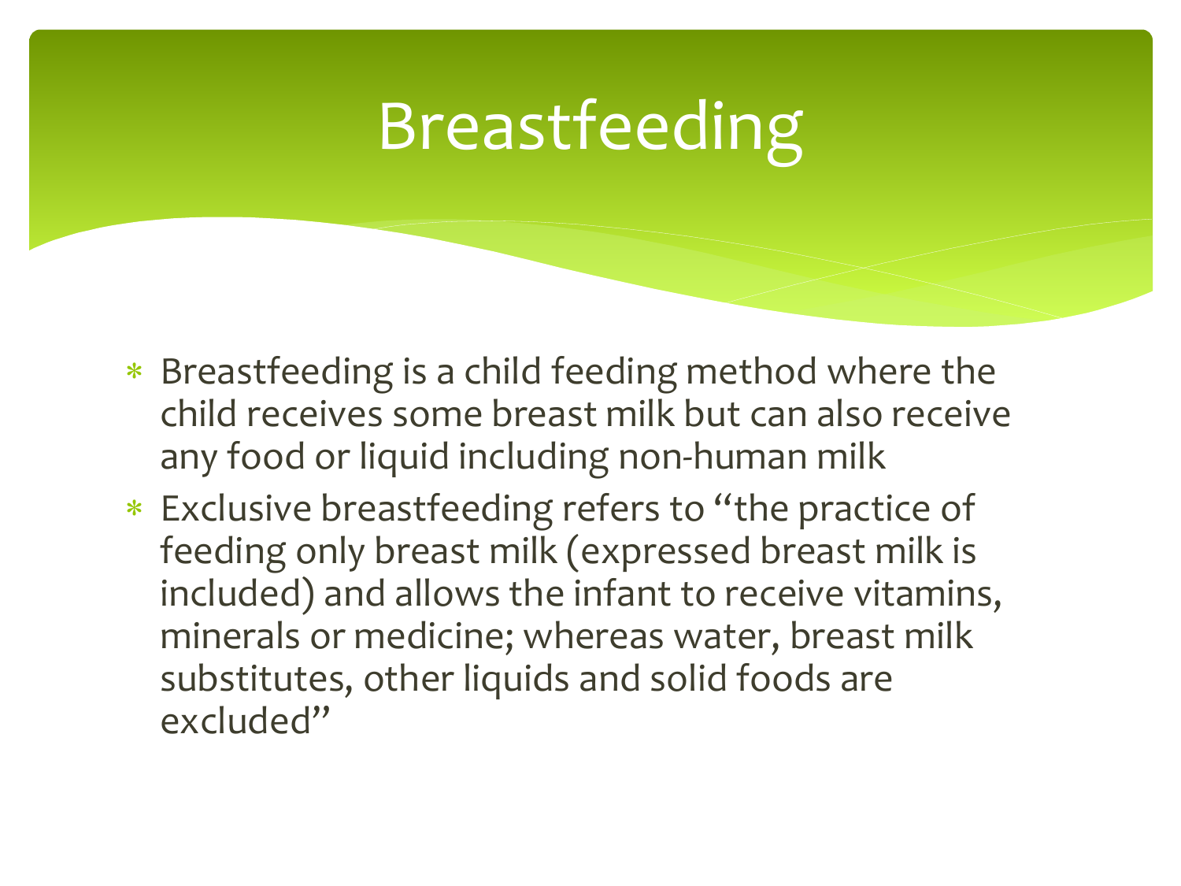# Breastfeeding

- Breastfeeding is a child feeding method where the child receives some breast milk but can also receive any food or liquid including non-human milk
- Exclusive breastfeeding refers to "the practice of feeding only breast milk (expressed breast milk is included) and allows the infant to receive vitamins, minerals or medicine; whereas water, breast milk substitutes, other liquids and solid foods are excluded"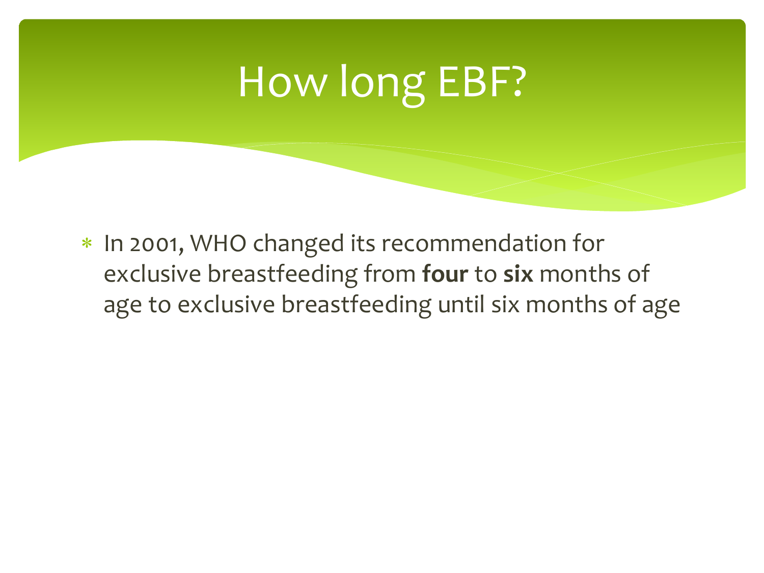# How long EBF?

- In 2001, WHO changed its recommendation for exclusive breastfeeding from **four** to **six** months of age to exclusive breastfeeding until six months of age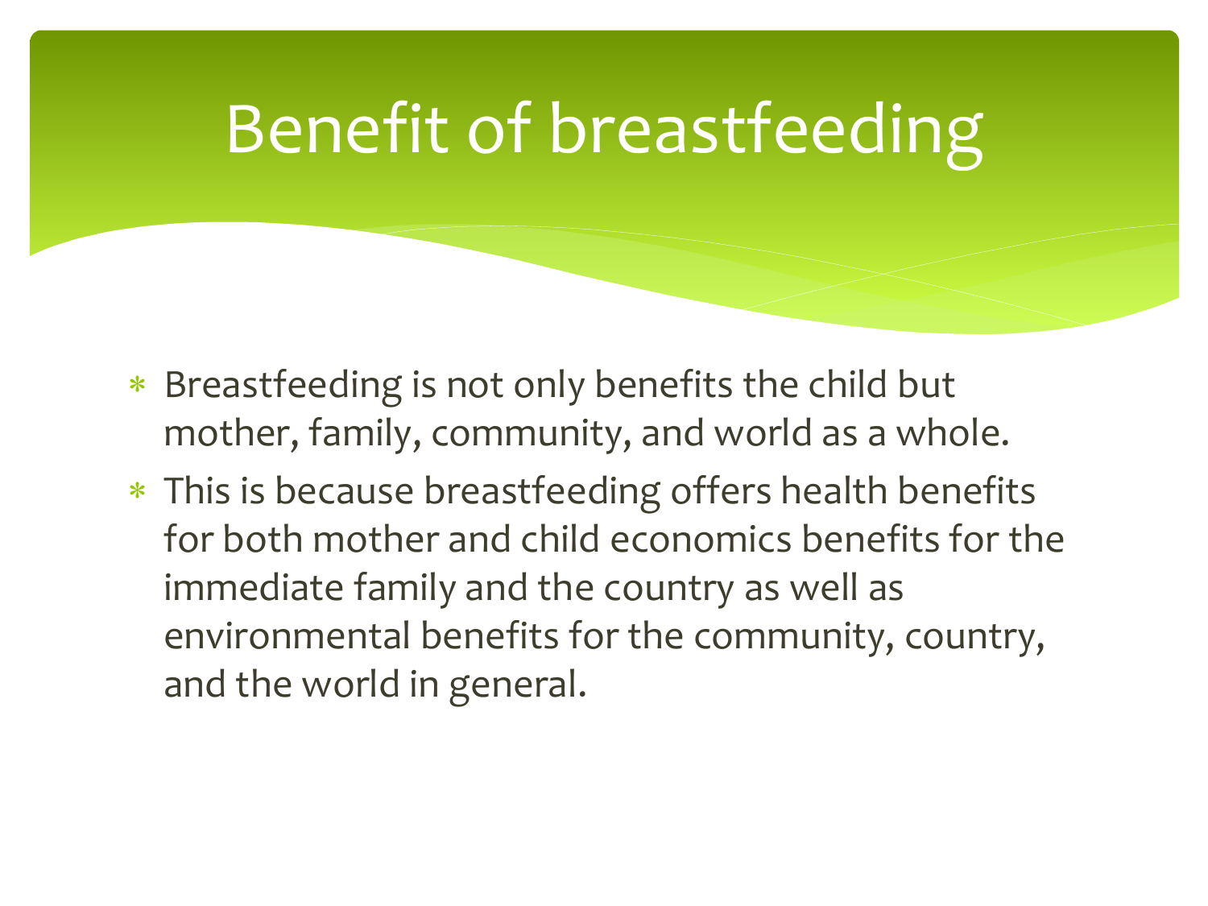# Benefit of breastfeeding

* Breastfeeding is not only benefits the child but mother, family, community, and world as a whole.
* This is because breastfeeding offers health benefits for both mother and child economics benefits for the immediate family and the country as well as environmental benefits for the community, country, and the world in general.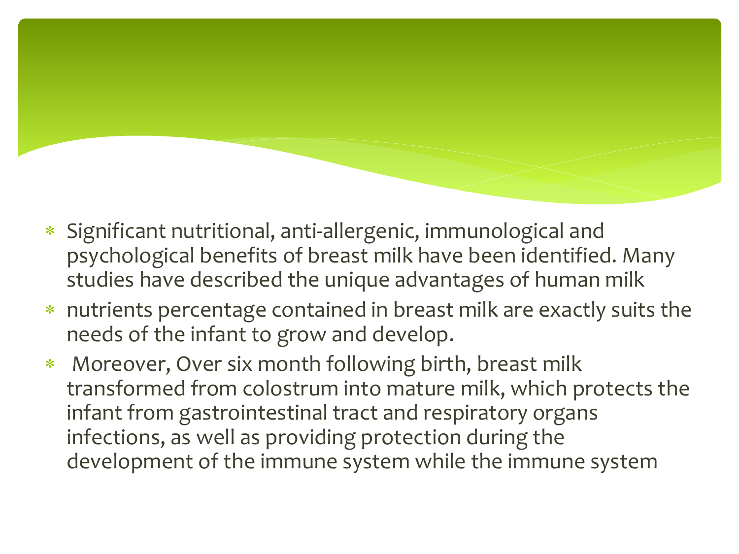- Significant nutritional, anti-allergenic, immunological and psychological benefits of breast milk have been identified. Many studies have described the unique advantages of human milk
- nutrients percentage contained in breast milk are exactly suits the needs of the infant to grow and develop.
- Moreover, Over six month following birth, breast milk transformed from colostrum into mature milk, which protects the infant from gastrointestinal tract and respiratory organs infections, as well as providing protection during the development of the immune system while the immune system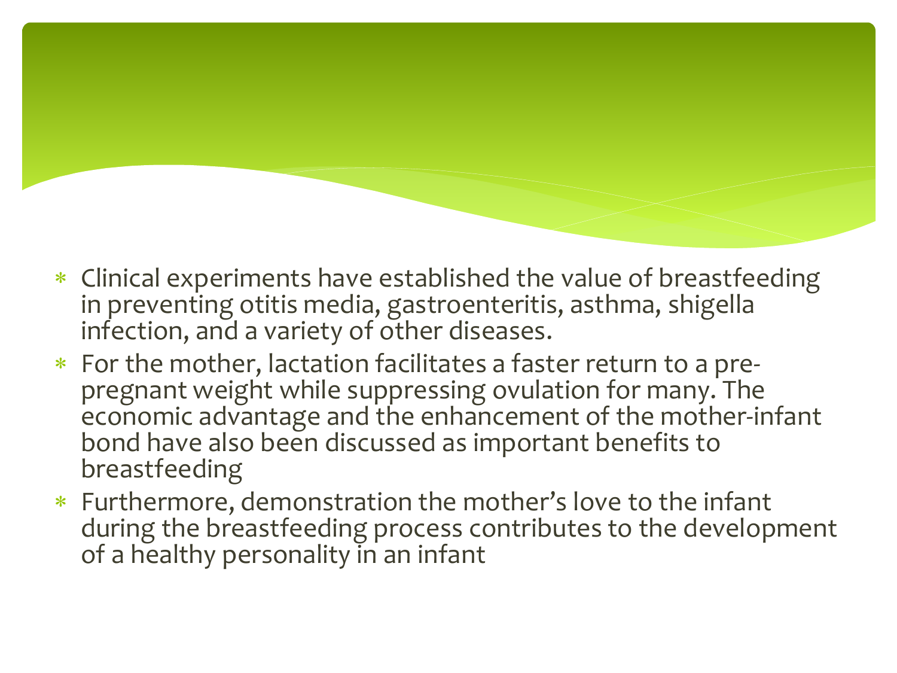- Clinical experiments have established the value of breastfeeding in preventing otitis media, gastroenteritis, asthma, shigella infection, and a variety of other diseases.
- For the mother, lactation facilitates a faster return to a pre-pregnant weight while suppressing ovulation for many. The economic advantage and the enhancement of the mother-infant bond have also been discussed as important benefits to breastfeeding
- Furthermore, demonstration the mother's love to the infant during the breastfeeding process contributes to the development of a healthy personality in an infant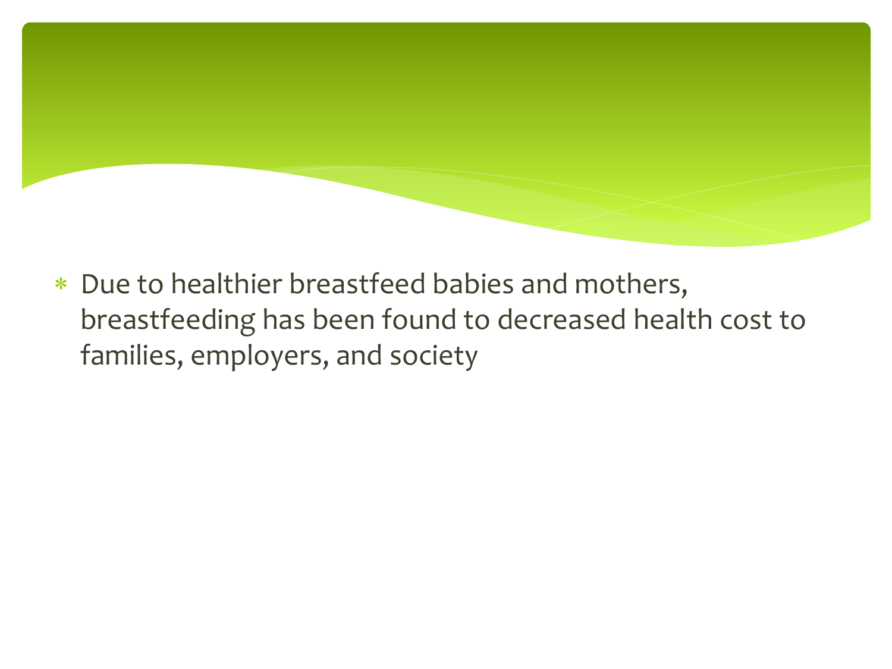- Due to healthier breastfeed babies and mothers, breastfeeding has been found to decreased health cost to families, employers, and society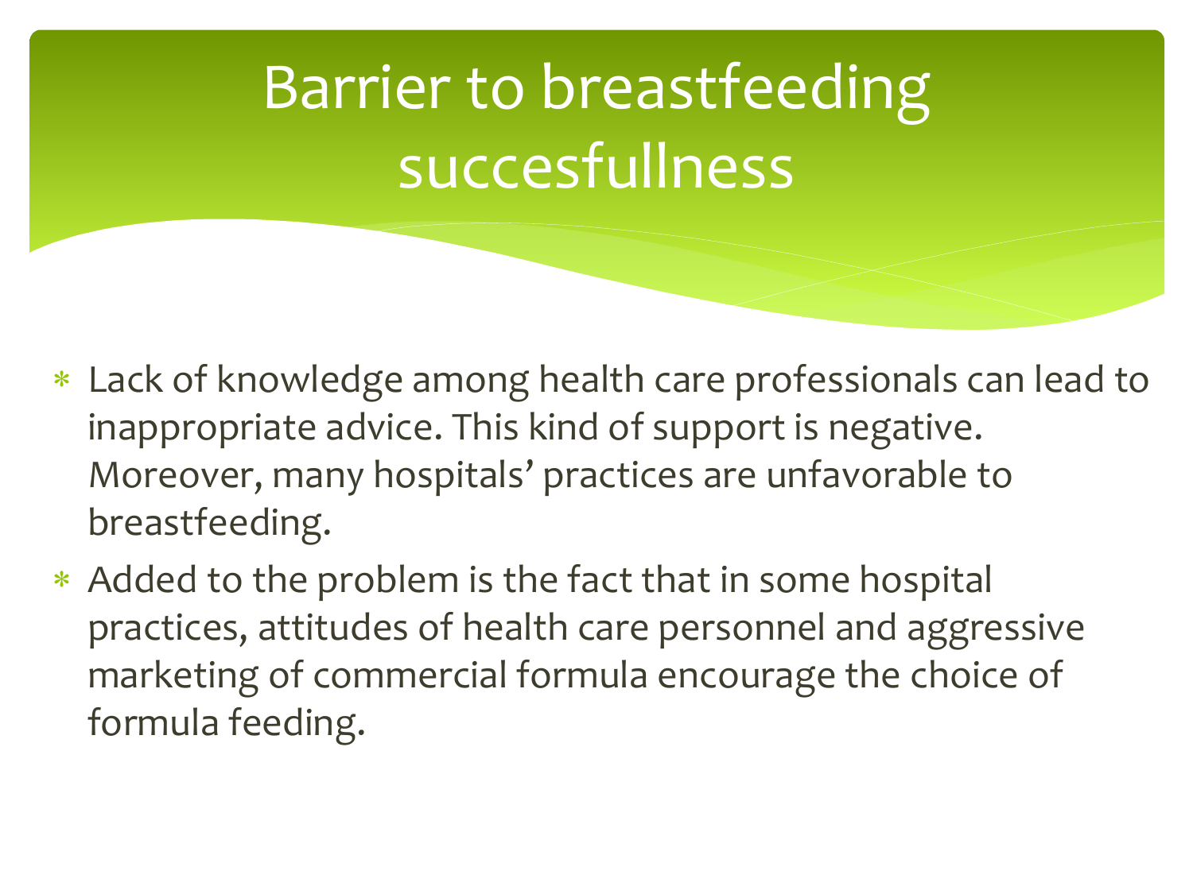# Barrier to breastfeeding succesfullness

- Lack of knowledge among health care professionals can lead to inappropriate advice. This kind of support is negative. Moreover, many hospitals' practices are unfavorable to breastfeeding.
- Added to the problem is the fact that in some hospital practices, attitudes of health care personnel and aggressive marketing of commercial formula encourage the choice of formula feeding.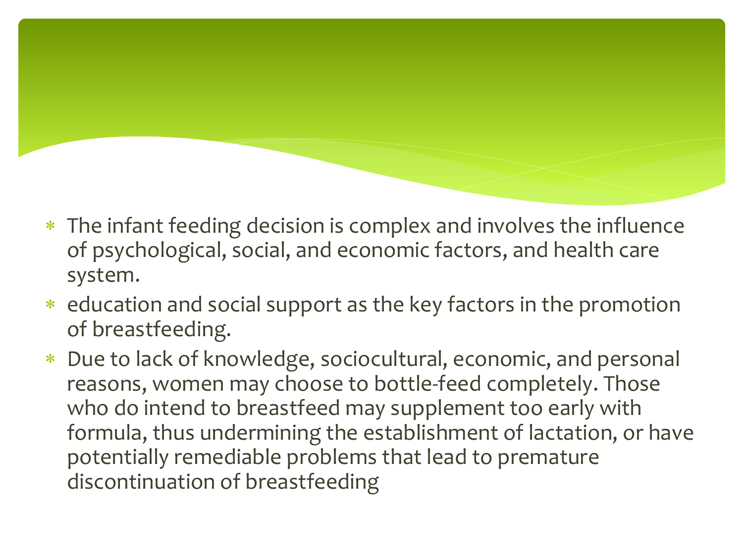- The infant feeding decision is complex and involves the influence of psychological, social, and economic factors, and health care system.
- education and social support as the key factors in the promotion of breastfeeding.
- Due to lack of knowledge, sociocultural, economic, and personal reasons, women may choose to bottle-feed completely. Those who do intend to breastfeed may supplement too early with formula, thus undermining the establishment of lactation, or have potentially remediable problems that lead to premature discontinuation of breastfeeding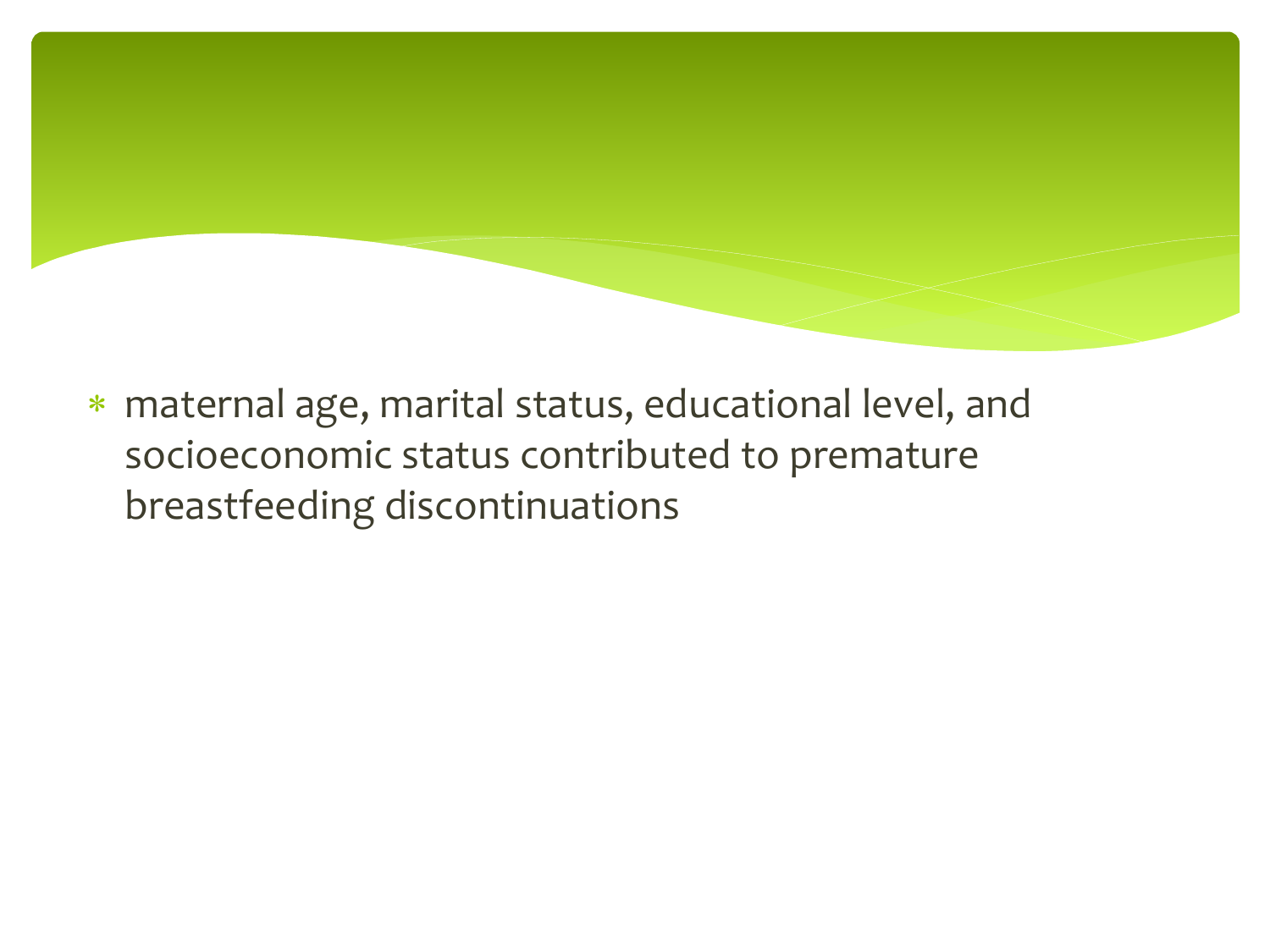- maternal age, marital status, educational level, and socioeconomic status contributed to premature breastfeeding discontinuations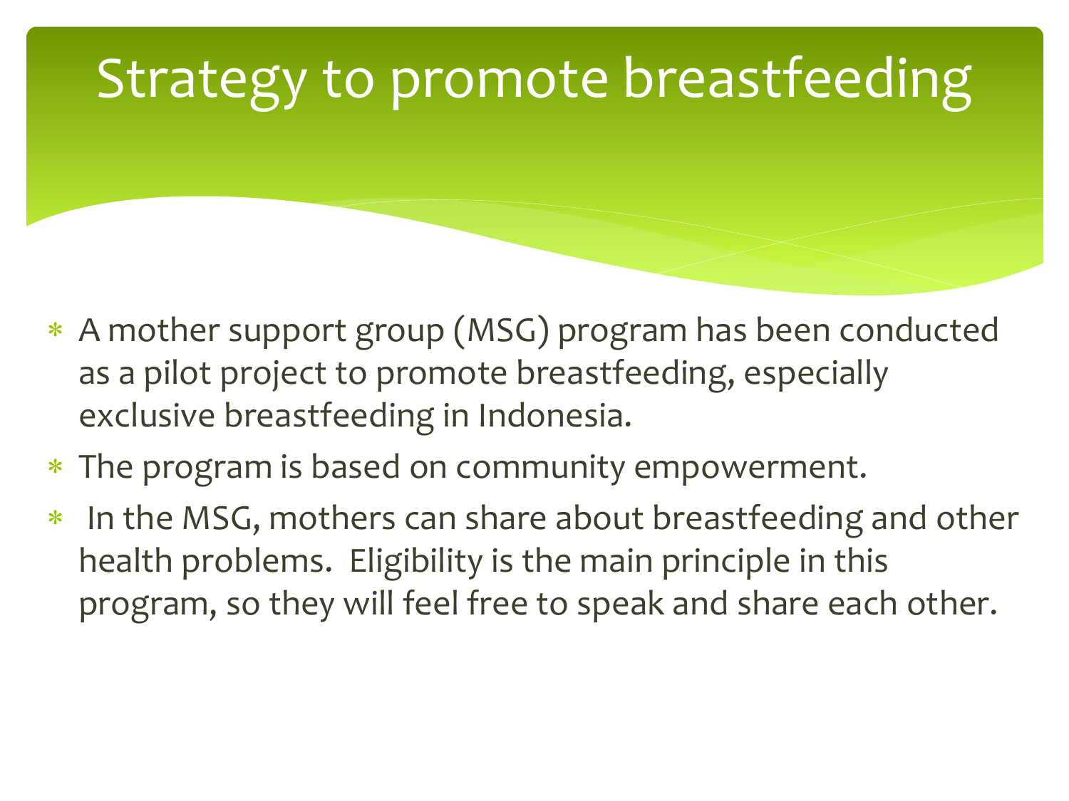# Strategy to promote breastfeeding

- A mother support group (MSG) program has been conducted as a pilot project to promote breastfeeding, especially exclusive breastfeeding in Indonesia.
- The program is based on community empowerment.
- In the MSG, mothers can share about breastfeeding and other health problems. Eligibility is the main principle in this program, so they will feel free to speak and share each other.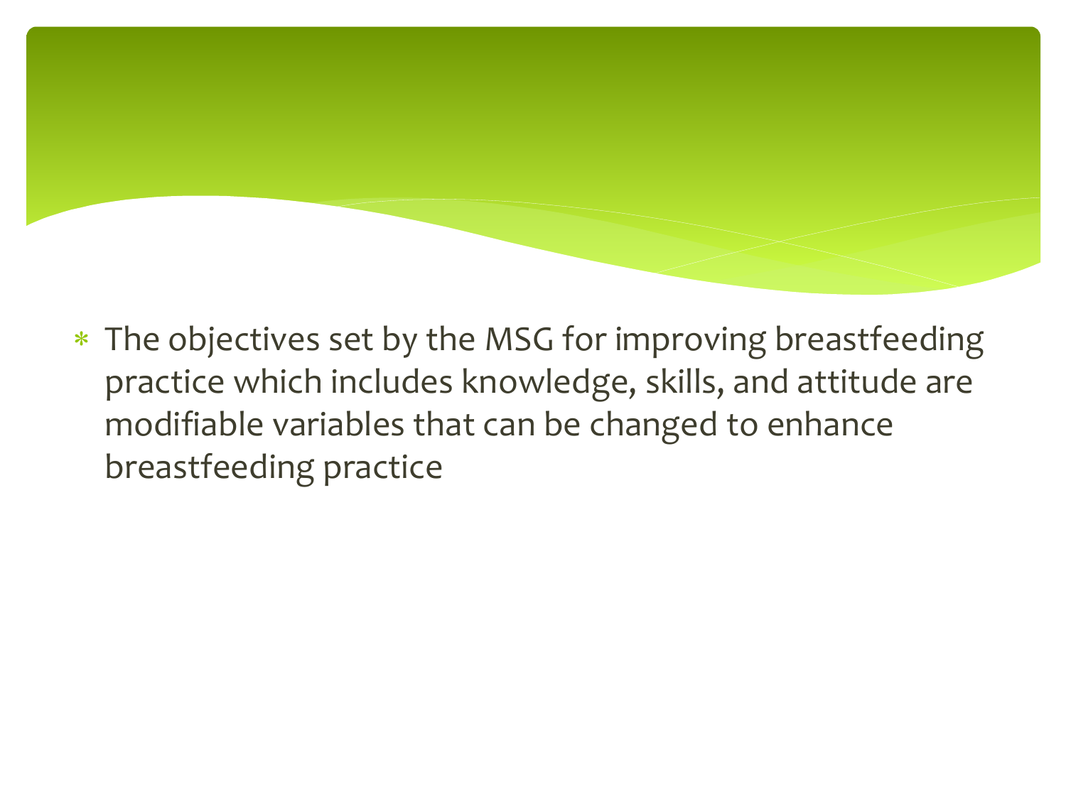- The objectives set by the MSG for improving breastfeeding practice which includes knowledge, skills, and attitude are modifiable variables that can be changed to enhance breastfeeding practice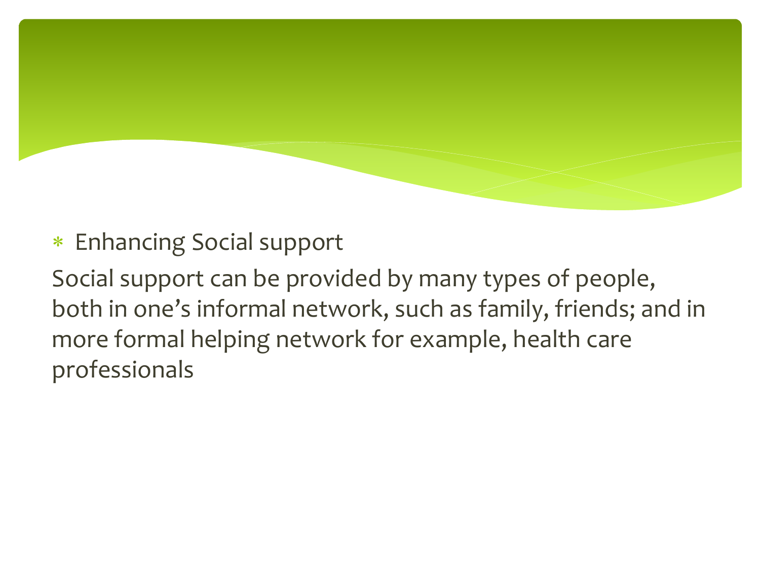* Enhancing Social support

Social support can be provided by many types of people, both in one's informal network, such as family, friends; and in more formal helping network for example, health care professionals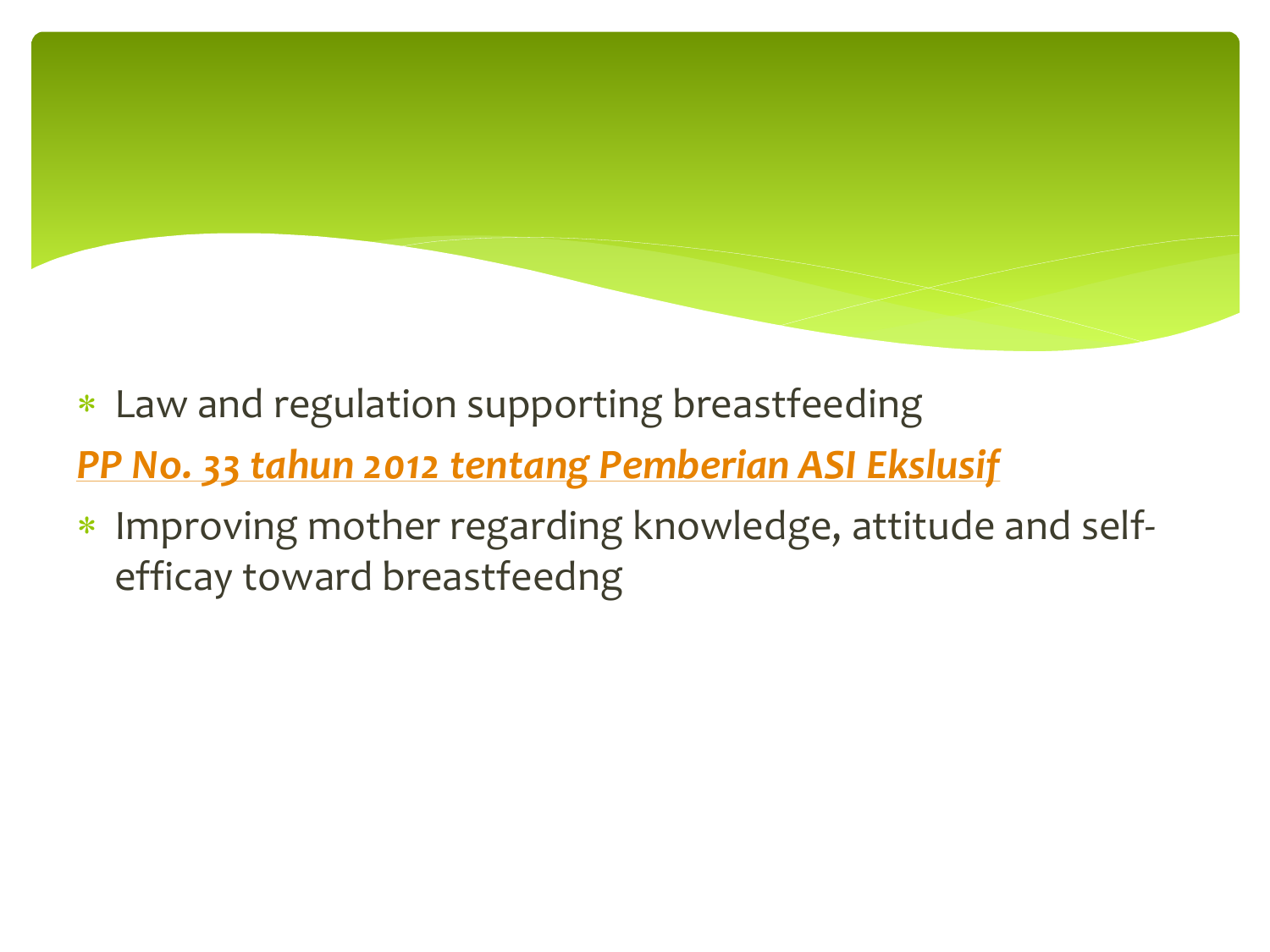- Law and regulation supporting breastfeeding

***PP No. 33 tahun 2012 tentang Pemberian ASI Ekslusif***

- Improving mother regarding knowledge, attitude and self-efficay toward breastfeedng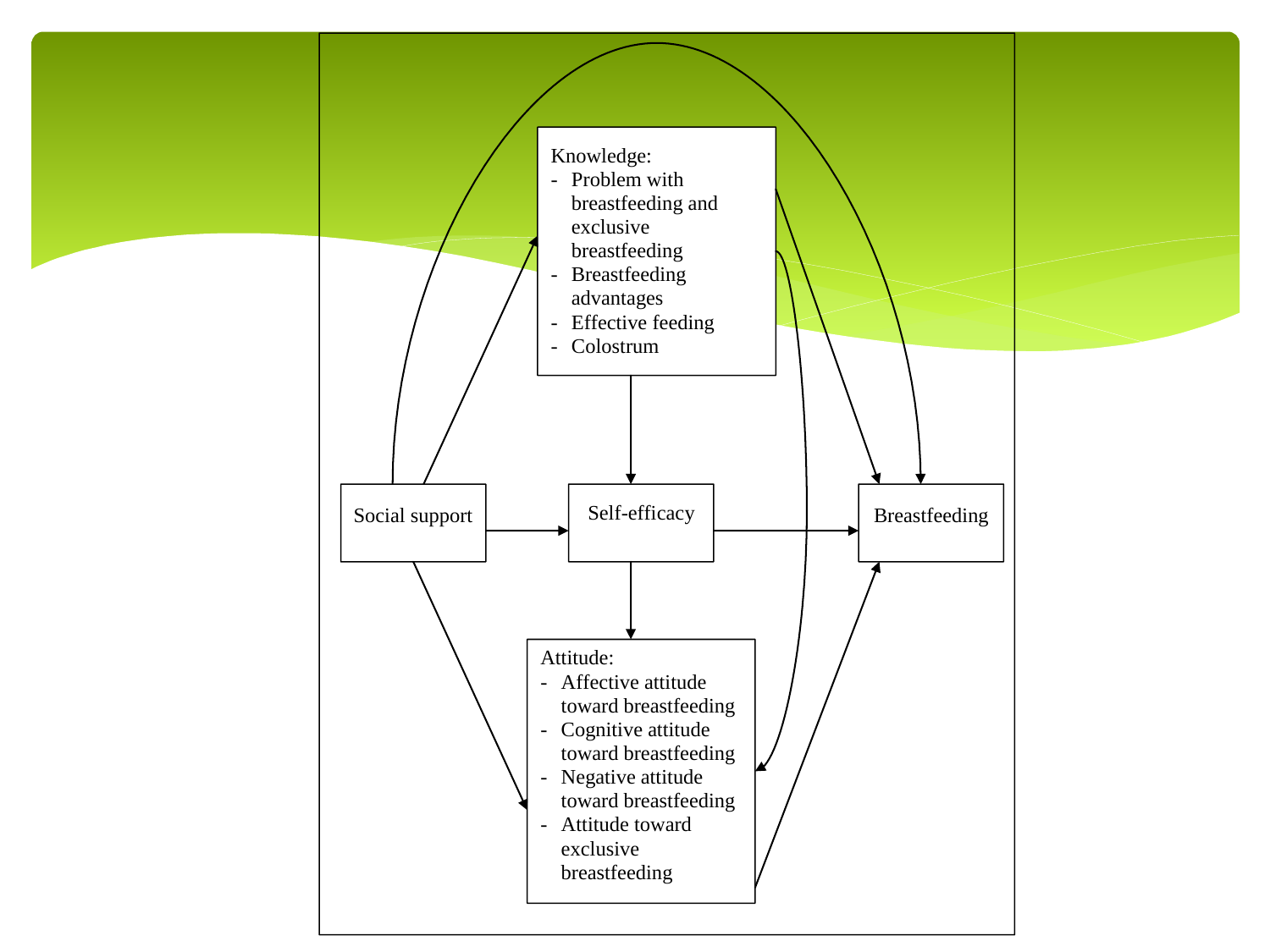Knowledge:
- Problem with breastfeeding and exclusive breastfeeding
- Breastfeeding advantages
- Effective feeding
- Colostrum

Social support

Self-efficacy

Breastfeeding

Attitude:
- Affective attitude toward breastfeeding
- Cognitive attitude toward breastfeeding
- Negative attitude toward breastfeeding
- Attitude toward exclusive breastfeeding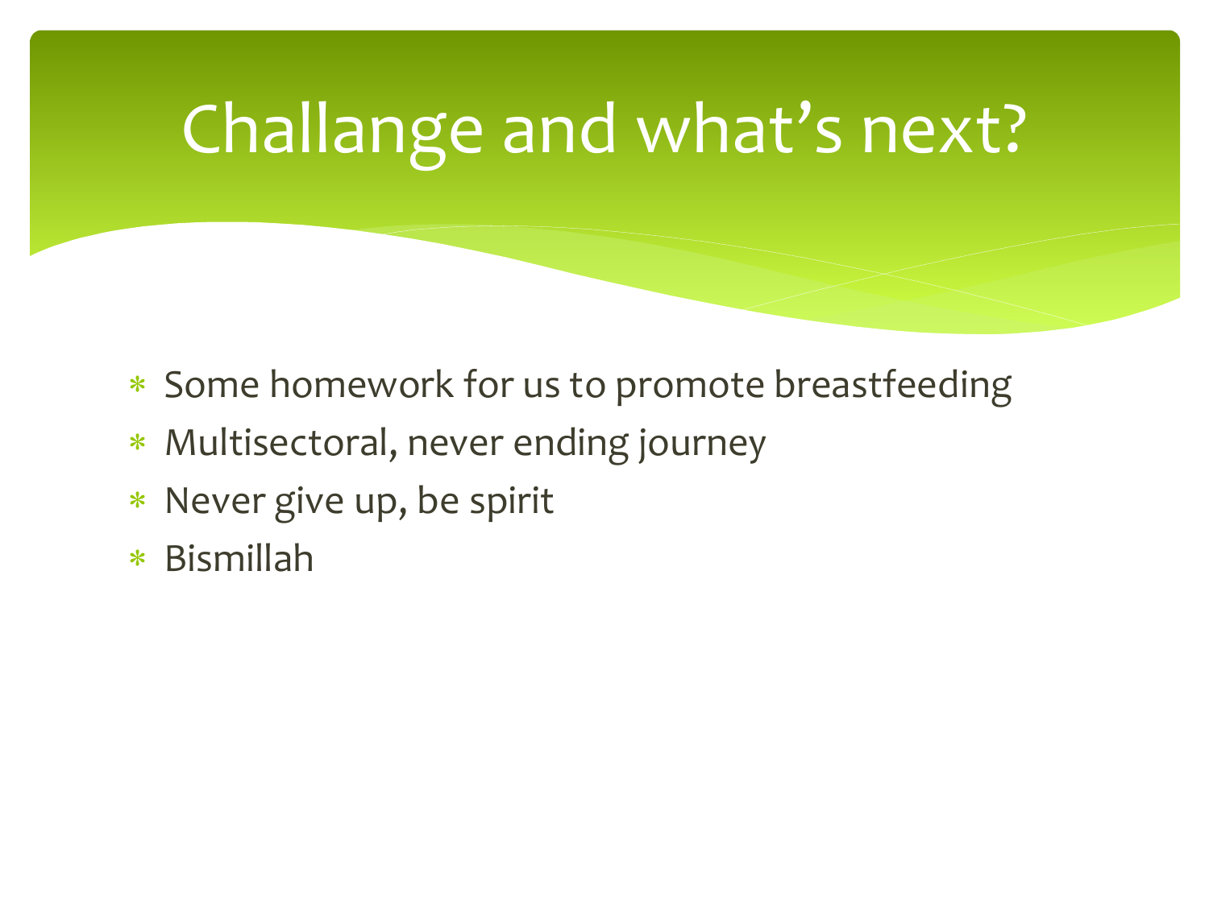# Challange and what's next?

* Some homework for us to promote breastfeeding
* Multisectoral, never ending journey
* Never give up, be spirit
* Bismillah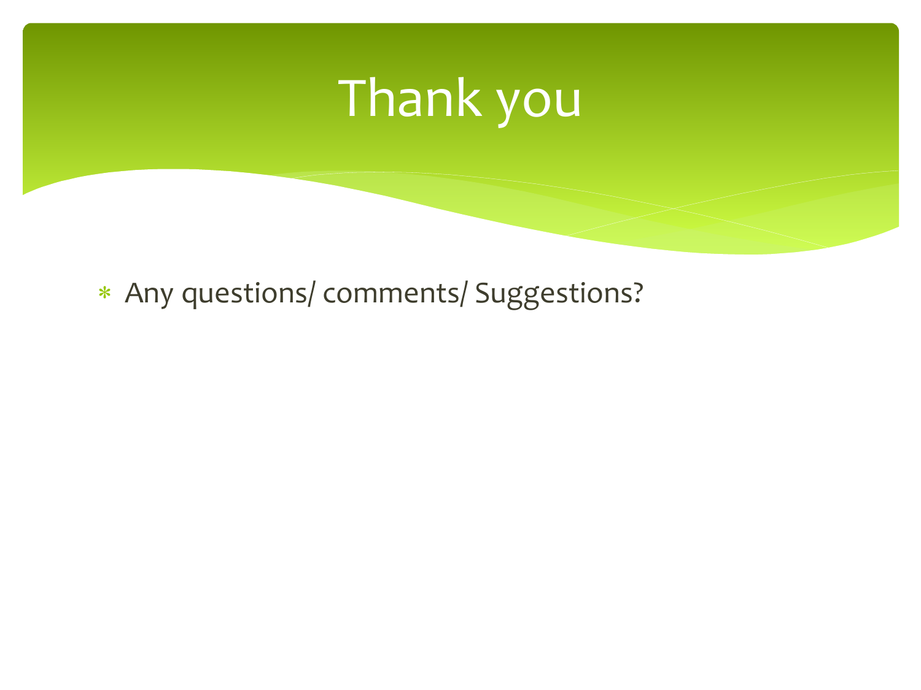# Thank you

* Any questions/ comments/ Suggestions?